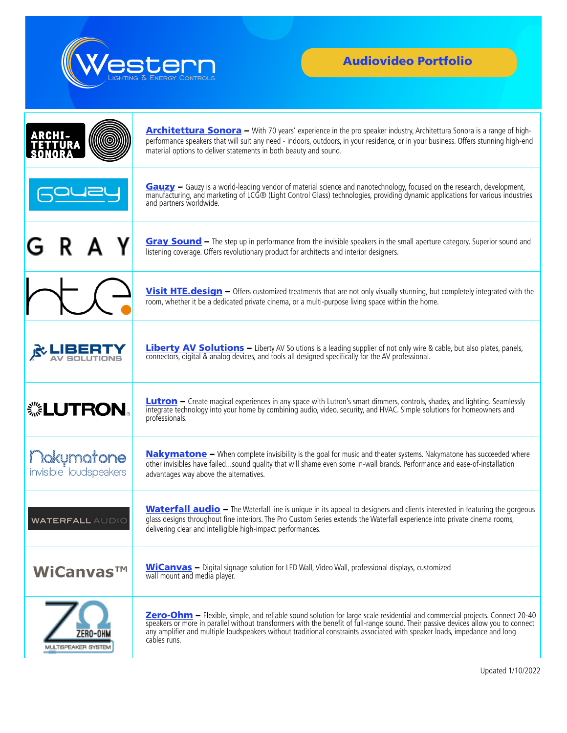# Western Lighting & Energy Controls

## Audiovideo Portfolio

**Architettura Sonora** – With 70 years' experience in the pro speaker industry, Architettura Sonora is a range of high-performance speakers that will suit any need - indoors, outdoors, in your residence, or in your business. Offers stunning high-end material options to deliver statements in both beauty and sound.

**Gauzy** – Gauzy is a world-leading vendor of material science and nanotechnology, focused on the research, development, manufacturing, and marketing of LCG® (Light Control Glass) technologies, providing dynamic applications for various industries and partners worldwide.

**Gray Sound** – The step up in performance from the invisible speakers in the small aperture category. Superior sound and listening coverage. Offers revolutionary product for architects and interior designers.

**Visit HTE.design** – Offers customized treatments that are not only visually stunning, but completely integrated with the room, whether it be a dedicated private cinema, or a multi-purpose living space within the home.

**Liberty AV Solutions** – Liberty AV Solutions is a leading supplier of not only wire & cable, but also plates, panels, connectors, digital & analog devices, and tools all designed specifically for the AV professional.

**Lutron** – Create magical experiences in any space with Lutron's smart dimmers, controls, shades, and lighting. Seamlessly integrate technology into your home by combining audio, video, security, and HVAC. Simple solutions for homeowners and professionals.

**Nakymatone** – When complete invisibility is the goal for music and theater systems. Nakymatone has succeeded where other invisibles have failed...sound quality that will shame even some in-wall brands. Performance and ease-of-installation advantages way above the alternatives.

**Waterfall audio** – The Waterfall line is unique in its appeal to designers and clients interested in featuring the gorgeous glass designs throughout fine interiors. The Pro Custom Series extends the Waterfall experience into private cinema rooms, delivering clear and intelligible high-impact performances.

**WiCanvas** – Digital signage solution for LED Wall, Video Wall, professional displays, customized wall mount and media player.

**Zero-Ohm** – Flexible, simple, and reliable sound solution for large scale residential and commercial projects. Connect 20-40 speakers or more in parallel without transformers with the benefit of full-range sound. Their passive devices allow you to connect any amplifier and multiple loudspeakers without traditional constraints associated with speaker loads, impedance and long cables runs.

Updated 1/10/2022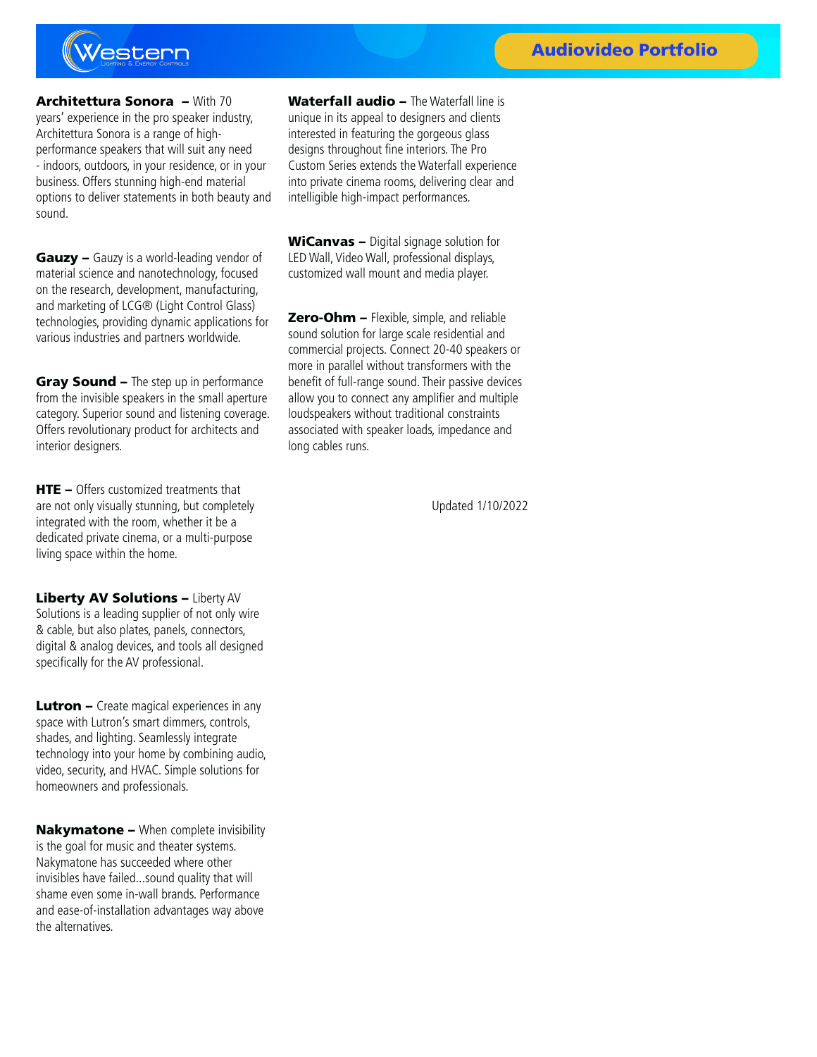**Architettura Sonora –** With 70 years' experience in the pro speaker industry, Architettura Sonora is a range of high-performance speakers that will suit any need - indoors, outdoors, in your residence, or in your business. Offers stunning high-end material options to deliver statements in both beauty and sound.

**Gauzy –** Gauzy is a world-leading vendor of material science and nanotechnology, focused on the research, development, manufacturing, and marketing of LCG® (Light Control Glass) technologies, providing dynamic applications for various industries and partners worldwide.

**Gray Sound –** The step up in performance from the invisible speakers in the small aperture category. Superior sound and listening coverage. Offers revolutionary product for architects and interior designers.

**HTE –** Offers customized treatments that are not only visually stunning, but completely integrated with the room, whether it be a dedicated private cinema, or a multi-purpose living space within the home.

**Liberty AV Solutions –** Liberty AV Solutions is a leading supplier of not only wire & cable, but also plates, panels, connectors, digital & analog devices, and tools all designed specifically for the AV professional.

**Lutron –** Create magical experiences in any space with Lutron's smart dimmers, controls, shades, and lighting. Seamlessly integrate technology into your home by combining audio, video, security, and HVAC. Simple solutions for homeowners and professionals.

**Nakymatone –** When complete invisibility is the goal for music and theater systems. Nakymatone has succeeded where other invisibles have failed...sound quality that will shame even some in-wall brands. Performance and ease-of-installation advantages way above the alternatives.

**Waterfall audio –** The Waterfall line is unique in its appeal to designers and clients interested in featuring the gorgeous glass designs throughout fine interiors. The Pro Custom Series extends the Waterfall experience into private cinema rooms, delivering clear and intelligible high-impact performances.

**WiCanvas –** Digital signage solution for LED Wall, Video Wall, professional displays, customized wall mount and media player.

**Zero-Ohm –** Flexible, simple, and reliable sound solution for large scale residential and commercial projects. Connect 20-40 speakers or more in parallel without transformers with the benefit of full-range sound. Their passive devices allow you to connect any amplifier and multiple loudspeakers without traditional constraints associated with speaker loads, impedance and long cables runs.

Updated 1/10/2022